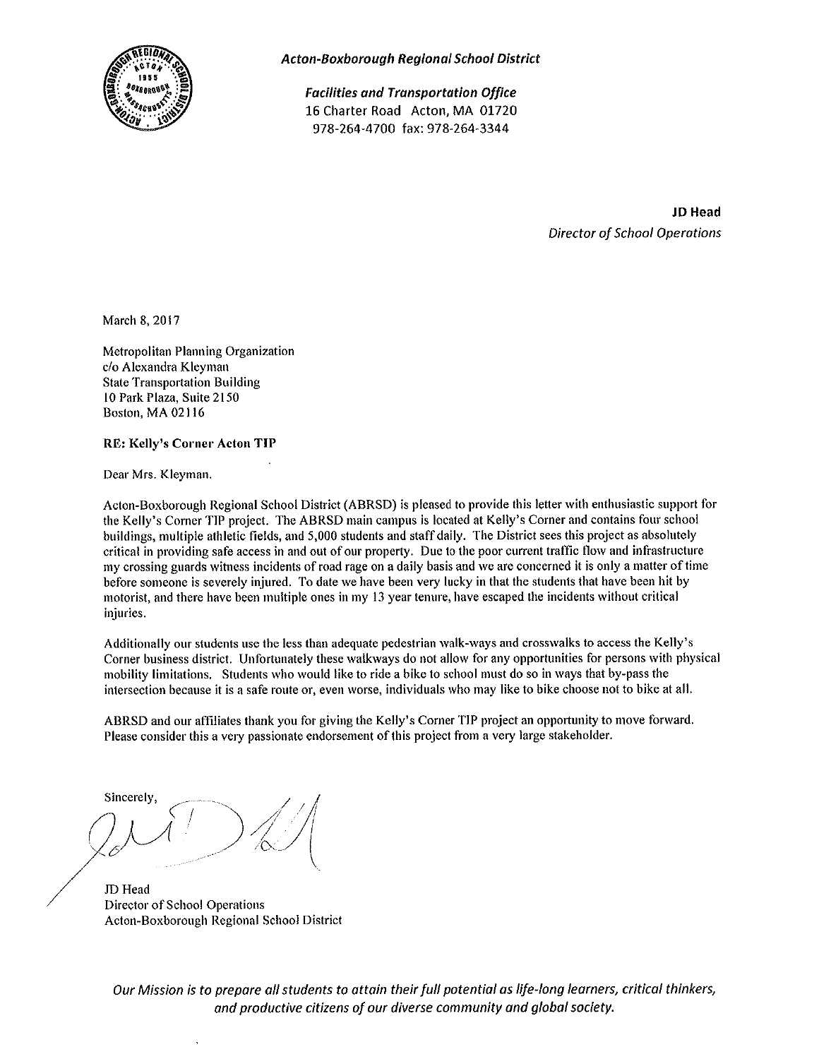*Acton-Boxborough Regional School District*

***Facilities and Transportation Office***
16 Charter Road Acton, MA 01720
978-264-4700 fax: 978-264-3344

**JD Head**
*Director of School Operations*

March 8, 2017

Metropolitan Planning Organization
c/o Alexandra Kleyman
State Transportation Building
10 Park Plaza, Suite 2150
Boston, MA 02116

**RE: Kelly's Corner Acton TIP**

Dear Mrs. Kleyman,

Acton-Boxborough Regional School District (ABRSD) is pleased to provide this letter with enthusiastic support for the Kelly's Corner TIP project. The ABRSD main campus is located at Kelly's Corner and contains four school buildings, multiple athletic fields, and 5,000 students and staff daily. The District sees this project as absolutely critical in providing safe access in and out of our property. Due to the poor current traffic flow and infrastructure my crossing guards witness incidents of road rage on a daily basis and we are concerned it is only a matter of time before someone is severely injured. To date we have been very lucky in that the students that have been hit by motorist, and there have been multiple ones in my 13 year tenure, have escaped the incidents without critical injuries.

Additionally our students use the less than adequate pedestrian walk-ways and crosswalks to access the Kelly's Corner business district. Unfortunately these walkways do not allow for any opportunities for persons with physical mobility limitations. Students who would like to ride a bike to school must do so in ways that by-pass the intersection because it is a safe route or, even worse, individuals who may like to bike choose not to bike at all.

ABRSD and our affiliates thank you for giving the Kelly's Corner TIP project an opportunity to move forward. Please consider this a very passionate endorsement of this project from a very large stakeholder.

Sincerely,

JD Head
Director of School Operations
Acton-Boxborough Regional School District

*Our Mission is to prepare all students to attain their full potential as life-long learners, critical thinkers, and productive citizens of our diverse community and global society.*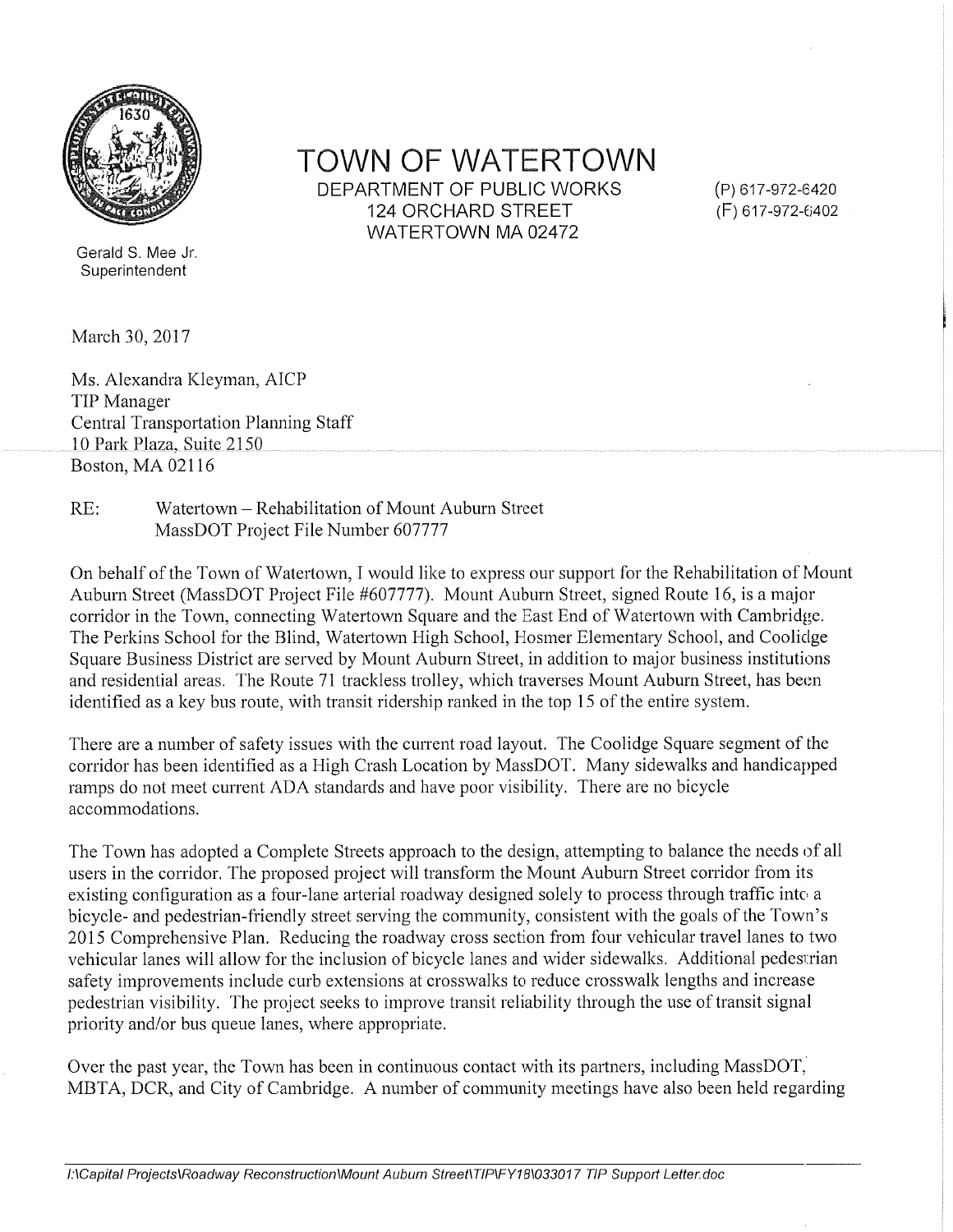# TOWN OF WATERTOWN

DEPARTMENT OF PUBLIC WORKS
124 ORCHARD STREET
WATERTOWN MA 02472

(P) 617-972-6420
(F) 617-972-6402

Gerald S. Mee Jr.
Superintendent

March 30, 2017

Ms. Alexandra Kleyman, AICP
TIP Manager
Central Transportation Planning Staff
10 Park Plaza, Suite 2150
Boston, MA 02116

RE: Watertown – Rehabilitation of Mount Auburn Street
MassDOT Project File Number 607777

On behalf of the Town of Watertown, I would like to express our support for the Rehabilitation of Mount Auburn Street (MassDOT Project File #607777). Mount Auburn Street, signed Route 16, is a major corridor in the Town, connecting Watertown Square and the East End of Watertown with Cambridge. The Perkins School for the Blind, Watertown High School, Hosmer Elementary School, and Coolidge Square Business District are served by Mount Auburn Street, in addition to major business institutions and residential areas. The Route 71 trackless trolley, which traverses Mount Auburn Street, has been identified as a key bus route, with transit ridership ranked in the top 15 of the entire system.

There are a number of safety issues with the current road layout. The Coolidge Square segment of the corridor has been identified as a High Crash Location by MassDOT. Many sidewalks and handicapped ramps do not meet current ADA standards and have poor visibility. There are no bicycle accommodations.

The Town has adopted a Complete Streets approach to the design, attempting to balance the needs of all users in the corridor. The proposed project will transform the Mount Auburn Street corridor from its existing configuration as a four-lane arterial roadway designed solely to process through traffic into a bicycle- and pedestrian-friendly street serving the community, consistent with the goals of the Town's 2015 Comprehensive Plan. Reducing the roadway cross section from four vehicular travel lanes to two vehicular lanes will allow for the inclusion of bicycle lanes and wider sidewalks. Additional pedestrian safety improvements include curb extensions at crosswalks to reduce crosswalk lengths and increase pedestrian visibility. The project seeks to improve transit reliability through the use of transit signal priority and/or bus queue lanes, where appropriate.

Over the past year, the Town has been in continuous contact with its partners, including MassDOT, MBTA, DCR, and City of Cambridge. A number of community meetings have also been held regarding

*I:\Capital Projects\Roadway Reconstruction\Mount Auburn Street\TIP\FY18\033017 TIP Support Letter.doc*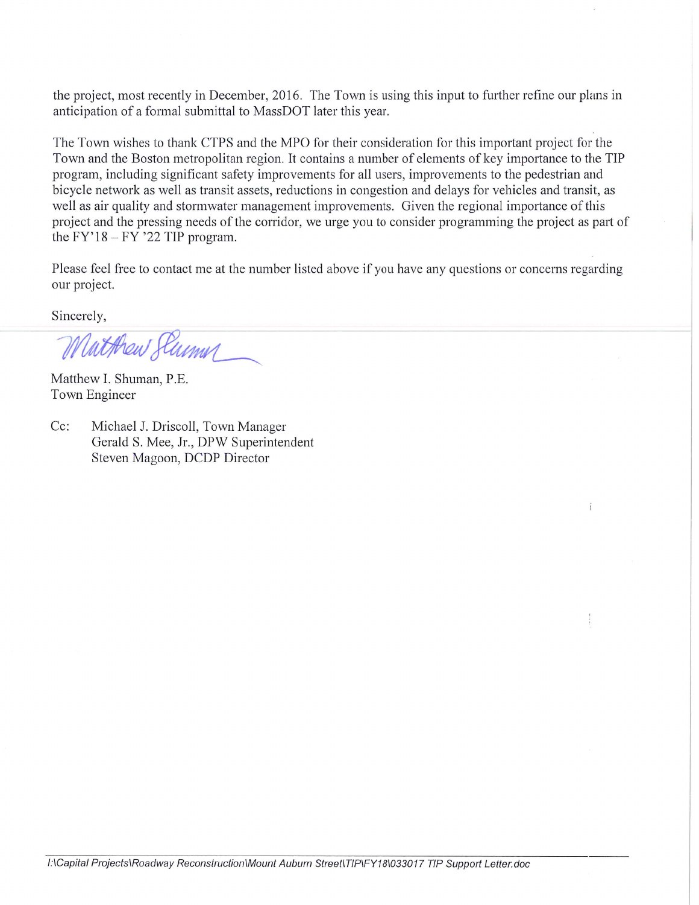the project, most recently in December, 2016. The Town is using this input to further refine our plans in anticipation of a formal submittal to MassDOT later this year.

The Town wishes to thank CTPS and the MPO for their consideration for this important project for the Town and the Boston metropolitan region. It contains a number of elements of key importance to the TIP program, including significant safety improvements for all users, improvements to the pedestrian and bicycle network as well as transit assets, reductions in congestion and delays for vehicles and transit, as well as air quality and stormwater management improvements. Given the regional importance of this project and the pressing needs of the corridor, we urge you to consider programming the project as part of the FY'18 – FY '22 TIP program.

Please feel free to contact me at the number listed above if you have any questions or concerns regarding our project.

Sincerely,

Matthew I. Shuman, P.E.
Town Engineer

Cc: Michael J. Driscoll, Town Manager
Gerald S. Mee, Jr., DPW Superintendent
Steven Magoon, DCDP Director

*I:\Capital Projects\Roadway Reconstruction\Mount Auburn Street\TIP\FY18\033017 TIP Support Letter.doc*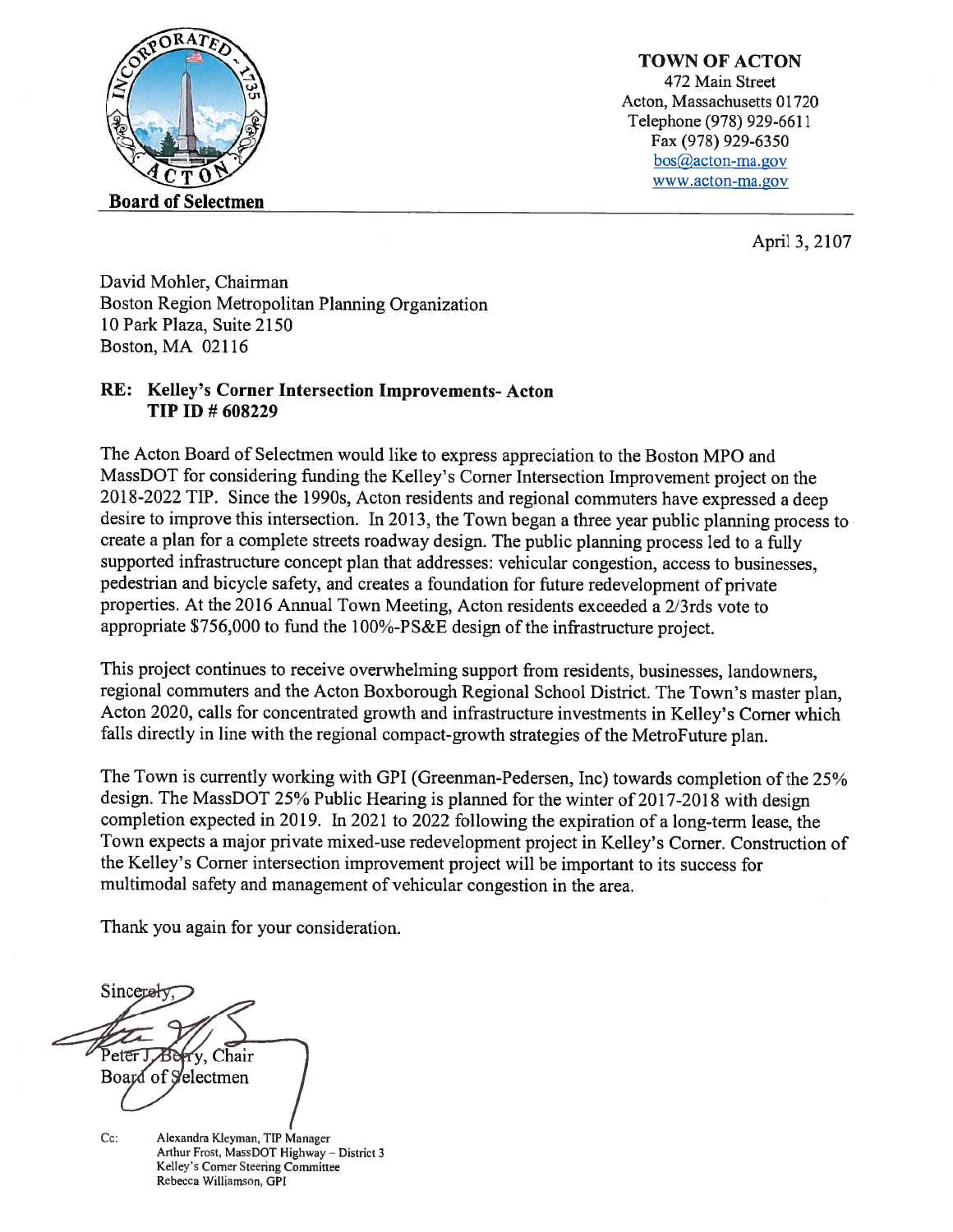**Board of Selectmen**

**TOWN OF ACTON**
472 Main Street
Acton, Massachusetts 01720
Telephone (978) 929-6611
Fax (978) 929-6350
bos@acton-ma.gov
www.acton-ma.gov

April 3, 2107

David Mohler, Chairman
Boston Region Metropolitan Planning Organization
10 Park Plaza, Suite 2150
Boston, MA 02116

**RE: Kelley's Corner Intersection Improvements- Acton**
**TIP ID # 608229**

The Acton Board of Selectmen would like to express appreciation to the Boston MPO and MassDOT for considering funding the Kelley's Corner Intersection Improvement project on the 2018-2022 TIP. Since the 1990s, Acton residents and regional commuters have expressed a deep desire to improve this intersection. In 2013, the Town began a three year public planning process to create a plan for a complete streets roadway design. The public planning process led to a fully supported infrastructure concept plan that addresses: vehicular congestion, access to businesses, pedestrian and bicycle safety, and creates a foundation for future redevelopment of private properties. At the 2016 Annual Town Meeting, Acton residents exceeded a 2/3rds vote to appropriate $756,000 to fund the 100%-PS&E design of the infrastructure project.

This project continues to receive overwhelming support from residents, businesses, landowners, regional commuters and the Acton Boxborough Regional School District. The Town's master plan, Acton 2020, calls for concentrated growth and infrastructure investments in Kelley's Corner which falls directly in line with the regional compact-growth strategies of the MetroFuture plan.

The Town is currently working with GPI (Greenman-Pedersen, Inc) towards completion of the 25% design. The MassDOT 25% Public Hearing is planned for the winter of 2017-2018 with design completion expected in 2019. In 2021 to 2022 following the expiration of a long-term lease, the Town expects a major private mixed-use redevelopment project in Kelley's Corner. Construction of the Kelley's Corner intersection improvement project will be important to its success for multimodal safety and management of vehicular congestion in the area.

Thank you again for your consideration.

Sincerely,

Peter J. Berry, Chair
Board of Selectmen

Cc: Alexandra Kleyman, TIP Manager
Arthur Frost, MassDOT Highway – District 3
Kelley's Corner Steering Committee
Rebecca Williamson, GPI